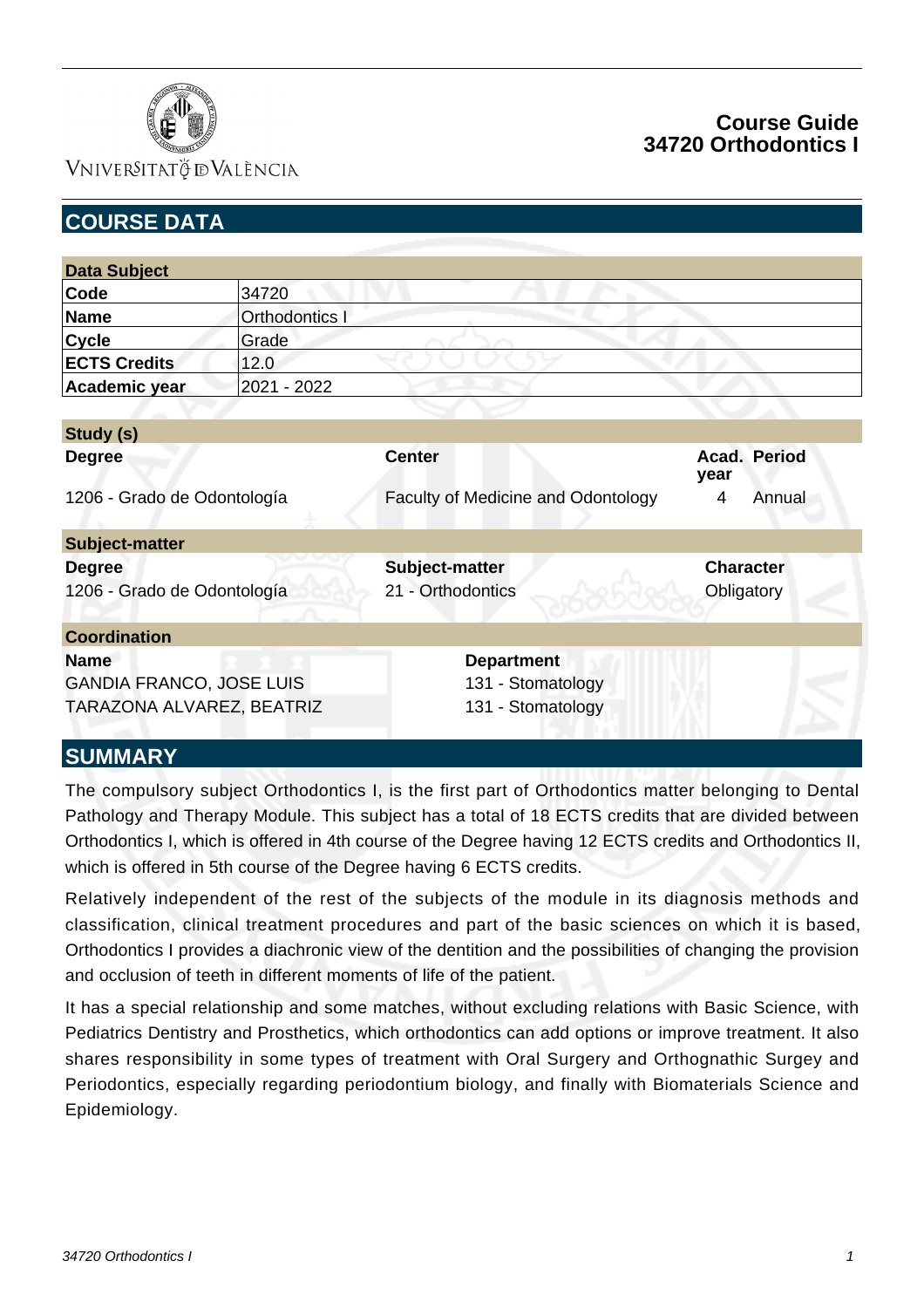VNIVERSITAT DE VALÈNCIA

# Course Guide
# 34720 Orthodontics I

## COURSE DATA

| Data Subject | |
|---|---|
| **Code** | 34720 |
| **Name** | Orthodontics I |
| **Cycle** | Grade |
| **ECTS Credits** | 12.0 |
| **Academic year** | 2021 - 2022 |

**Study (s)**

| Degree | Center | Acad. year | Period |
|---|---|---|---|
| 1206 - Grado de Odontología | Faculty of Medicine and Odontology | 4 | Annual |

**Subject-matter**

| Degree | Subject-matter | Character |
|---|---|---|
| 1206 - Grado de Odontología | 21 - Orthodontics | Obligatory |

**Coordination**

| Name | Department |
|---|---|
| GANDIA FRANCO, JOSE LUIS | 131 - Stomatology |
| TARAZONA ALVAREZ, BEATRIZ | 131 - Stomatology |

## SUMMARY

The compulsory subject Orthodontics I, is the first part of Orthodontics matter belonging to Dental Pathology and Therapy Module. This subject has a total of 18 ECTS credits that are divided between Orthodontics I, which is offered in 4th course of the Degree having 12 ECTS credits and Orthodontics II, which is offered in 5th course of the Degree having 6 ECTS credits.

Relatively independent of the rest of the subjects of the module in its diagnosis methods and classification, clinical treatment procedures and part of the basic sciences on which it is based, Orthodontics I provides a diachronic view of the dentition and the possibilities of changing the provision and occlusion of teeth in different moments of life of the patient.

It has a special relationship and some matches, without excluding relations with Basic Science, with Pediatrics Dentistry and Prosthetics, which orthodontics can add options or improve treatment. It also shares responsibility in some types of treatment with Oral Surgery and Orthognatic Surgey and Periodontics, especially regarding periodontium biology, and finally with Biomaterials Science and Epidemiology.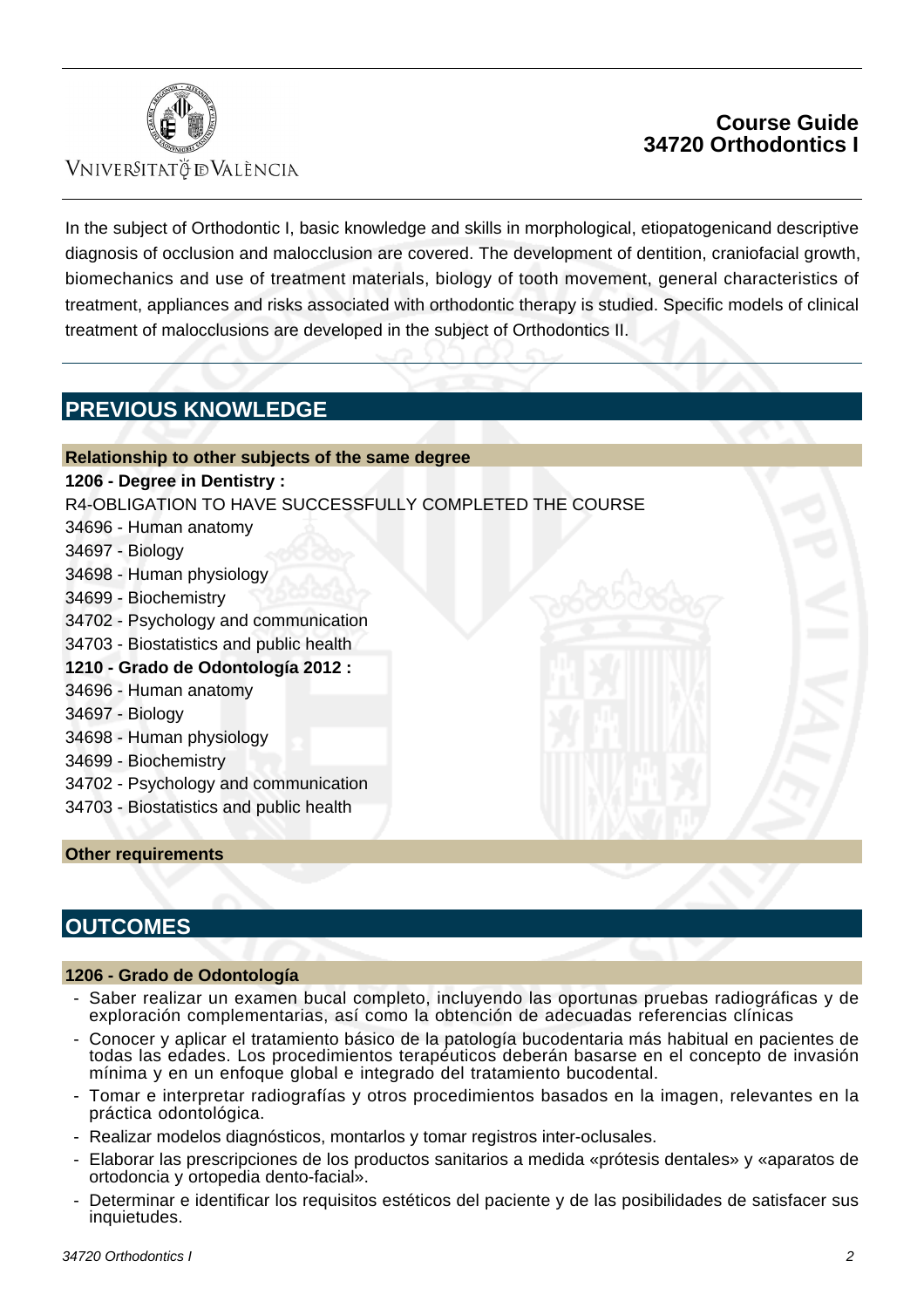In the subject of Orthodontic I, basic knowledge and skills in morphological, etiopatogenicand descriptive diagnosis of occlusion and malocclusion are covered. The development of dentition, craniofacial growth, biomechanics and use of treatment materials, biology of tooth movement, general characteristics of treatment, appliances and risks associated with orthodontic therapy is studied. Specific models of clinical treatment of malocclusions are developed in the subject of Orthodontics II.

## PREVIOUS KNOWLEDGE

### Relationship to other subjects of the same degree

**1206 - Degree in Dentistry :**

R4-OBLIGATION TO HAVE SUCCESSFULLY COMPLETED THE COURSE

34696 - Human anatomy
34697 - Biology
34698 - Human physiology
34699 - Biochemistry
34702 - Psychology and communication
34703 - Biostatistics and public health

**1210 - Grado de Odontología 2012 :**

34696 - Human anatomy
34697 - Biology
34698 - Human physiology
34699 - Biochemistry
34702 - Psychology and communication
34703 - Biostatistics and public health

### Other requirements

## OUTCOMES

### 1206 - Grado de Odontología

- Saber realizar un examen bucal completo, incluyendo las oportunas pruebas radiográficas y de exploración complementarias, así como la obtención de adecuadas referencias clínicas
- Conocer y aplicar el tratamiento básico de la patología bucodentaria más habitual en pacientes de todas las edades. Los procedimientos terapéuticos deberán basarse en el concepto de invasión mínima y en un enfoque global e integrado del tratamiento bucodental.
- Tomar e interpretar radiografías y otros procedimientos basados en la imagen, relevantes en la práctica odontológica.
- Realizar modelos diagnósticos, montarlos y tomar registros inter-oclusales.
- Elaborar las prescripciones de los productos sanitarios a medida «prótesis dentales» y «aparatos de ortodoncia y ortopedia dento-facial».
- Determinar e identificar los requisitos estéticos del paciente y de las posibilidades de satisfacer sus inquietudes.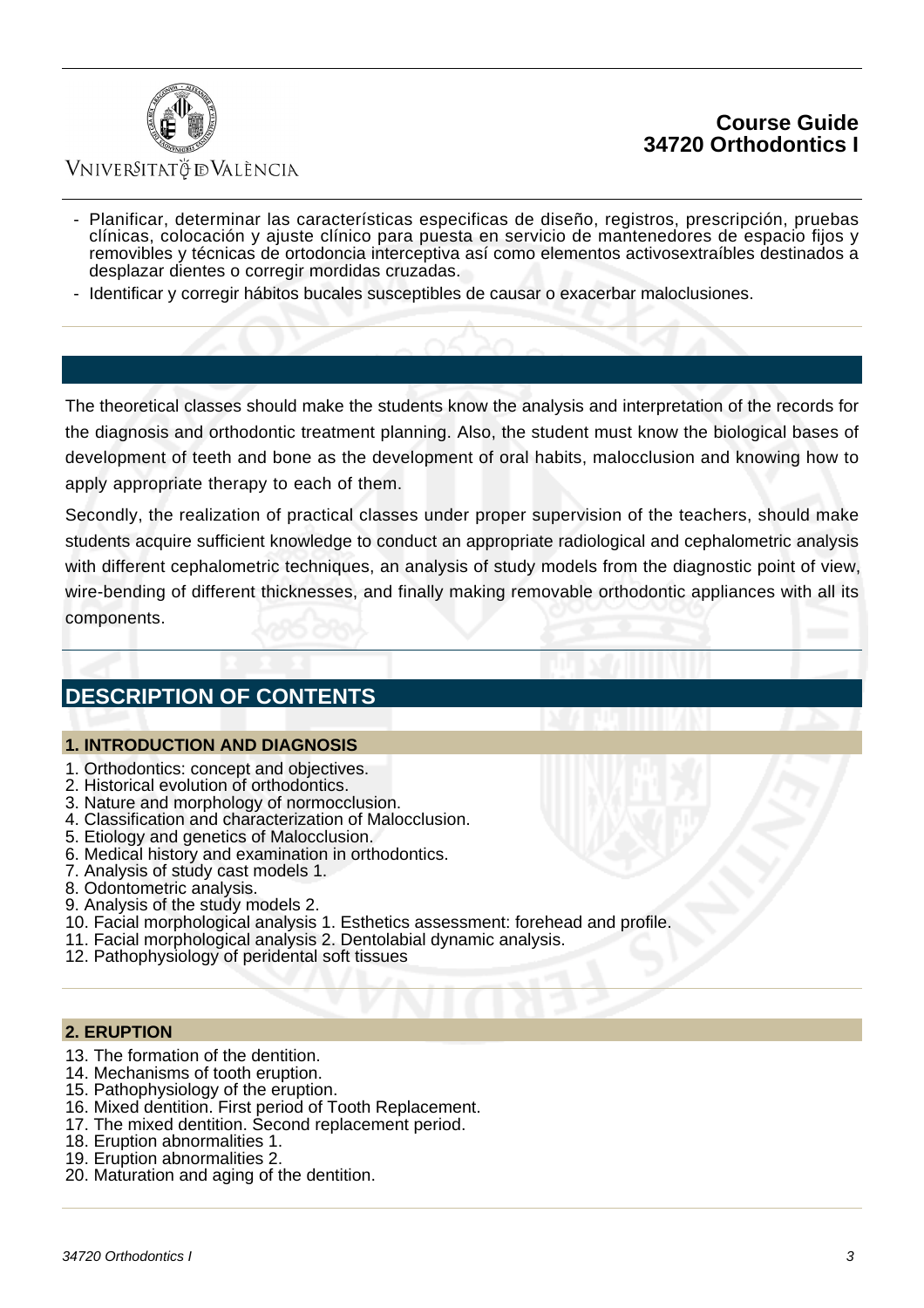- Planificar, determinar las características especificas de diseño, registros, prescripción, pruebas clínicas, colocación y ajuste clínico para puesta en servicio de mantenedores de espacio fijos y removibles y técnicas de ortodoncia interceptiva así como elementos activosextraíbles destinados a desplazar dientes o corregir mordidas cruzadas.
- Identificar y corregir hábitos bucales susceptibles de causar o exacerbar maloclusiones.

The theoretical classes should make the students know the analysis and interpretation of the records for the diagnosis and orthodontic treatment planning. Also, the student must know the biological bases of development of teeth and bone as the development of oral habits, malocclusion and knowing how to apply appropriate therapy to each of them.

Secondly, the realization of practical classes under proper supervision of the teachers, should make students acquire sufficient knowledge to conduct an appropriate radiological and cephalometric analysis with different cephalometric techniques, an analysis of study models from the diagnostic point of view, wire-bending of different thicknesses, and finally making removable orthodontic appliances with all its components.

## DESCRIPTION OF CONTENTS

### 1. INTRODUCTION AND DIAGNOSIS

1. Orthodontics: concept and objectives.
2. Historical evolution of orthodontics.
3. Nature and morphology of normocclusion.
4. Classification and characterization of Malocclusion.
5. Etiology and genetics of Malocclusion.
6. Medical history and examination in orthodontics.
7. Analysis of study cast models 1.
8. Odontometric analysis.
9. Analysis of the study models 2.
10. Facial morphological analysis 1. Esthetics assessment: forehead and profile.
11. Facial morphological analysis 2. Dentolabial dynamic analysis.
12. Pathophysiology of peridental soft tissues

### 2. ERUPTION

13. The formation of the dentition.
14. Mechanisms of tooth eruption.
15. Pathophysiology of the eruption.
16. Mixed dentition. First period of Tooth Replacement.
17. The mixed dentition. Second replacement period.
18. Eruption abnormalities 1.
19. Eruption abnormalities 2.
20. Maturation and aging of the dentition.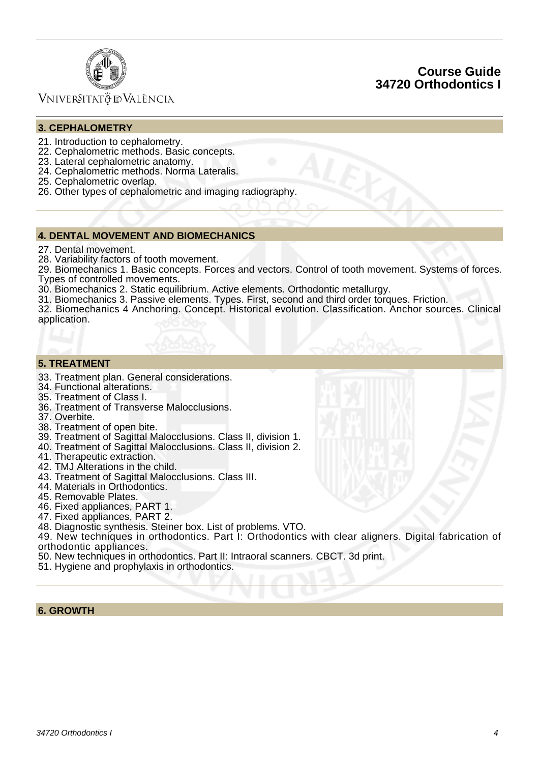## 3. CEPHALOMETRY

21. Introduction to cephalometry.
22. Cephalometric methods. Basic concepts.
23. Lateral cephalometric anatomy.
24. Cephalometric methods. Norma Lateralis.
25. Cephalometric overlap.
26. Other types of cephalometric and imaging radiography.

## 4. DENTAL MOVEMENT AND BIOMECHANICS

27. Dental movement.
28. Variability factors of tooth movement.
29. Biomechanics 1. Basic concepts. Forces and vectors. Control of tooth movement. Systems of forces. Types of controlled movements.
30. Biomechanics 2. Static equilibrium. Active elements. Orthodontic metallurgy.
31. Biomechanics 3. Passive elements. Types. First, second and third order torques. Friction.
32. Biomechanics 4 Anchoring. Concept. Historical evolution. Classification. Anchor sources. Clinical application.

## 5. TREATMENT

33. Treatment plan. General considerations.
34. Functional alterations.
35. Treatment of Class I.
36. Treatment of Transverse Malocclusions.
37. Overbite.
38. Treatment of open bite.
39. Treatment of Sagittal Malocclusions. Class II, division 1.
40. Treatment of Sagittal Malocclusions. Class II, division 2.
41. Therapeutic extraction.
42. TMJ Alterations in the child.
43. Treatment of Sagittal Malocclusions. Class III.
44. Materials in Orthodontics.
45. Removable Plates.
46. Fixed appliances, PART 1.
47. Fixed appliances, PART 2.
48. Diagnostic synthesis. Steiner box. List of problems. VTO.
49. New techniques in orthodontics. Part I: Orthodontics with clear aligners. Digital fabrication of orthodontic appliances.
50. New techniques in orthodontics. Part II: Intraoral scanners. CBCT. 3d print.
51. Hygiene and prophylaxis in orthodontics.

## 6. GROWTH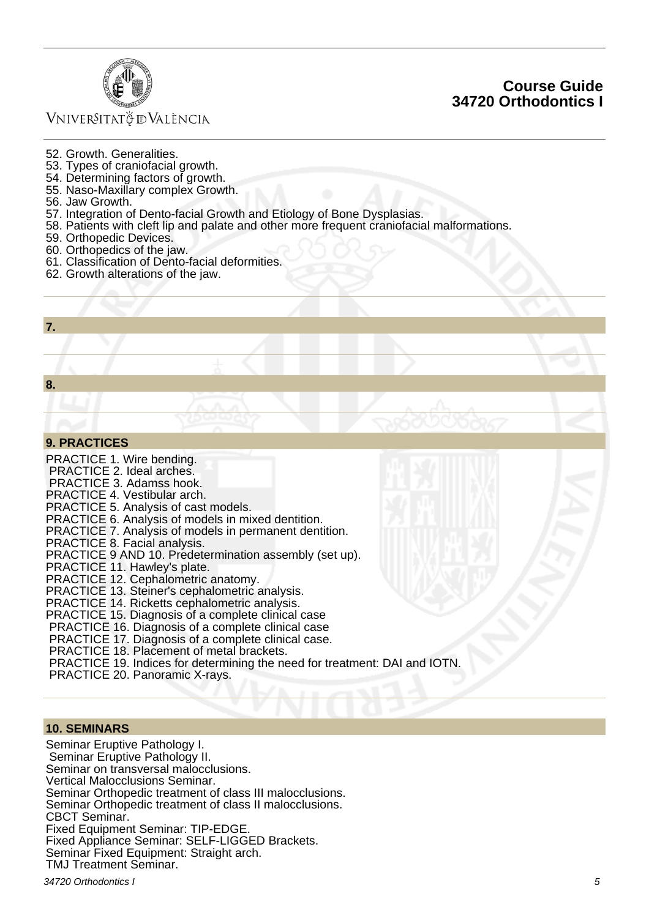52. Growth. Generalities.
53. Types of craniofacial growth.
54. Determining factors of growth.
55. Naso-Maxillary complex Growth.
56. Jaw Growth.
57. Integration of Dento-facial Growth and Etiology of Bone Dysplasias.
58. Patients with cleft lip and palate and other more frequent craniofacial malformations.
59. Orthopedic Devices.
60. Orthopedics of the jaw.
61. Classification of Dento-facial deformities.
62. Growth alterations of the jaw.

## 7.

## 8.

## 9. PRACTICES

PRACTICE 1. Wire bending.
PRACTICE 2. Ideal arches.
PRACTICE 3. Adamss hook.
PRACTICE 4. Vestibular arch.
PRACTICE 5. Analysis of cast models.
PRACTICE 6. Analysis of models in mixed dentition.
PRACTICE 7. Analysis of models in permanent dentition.
PRACTICE 8. Facial analysis.
PRACTICE 9 AND 10. Predetermination assembly (set up).
PRACTICE 11. Hawley's plate.
PRACTICE 12. Cephalometric anatomy.
PRACTICE 13. Steiner's cephalometric analysis.
PRACTICE 14. Ricketts cephalometric analysis.
PRACTICE 15. Diagnosis of a complete clinical case
PRACTICE 16. Diagnosis of a complete clinical case
PRACTICE 17. Diagnosis of a complete clinical case.
PRACTICE 18. Placement of metal brackets.
PRACTICE 19. Indices for determining the need for treatment: DAI and IOTN.
PRACTICE 20. Panoramic X-rays.

## 10. SEMINARS

Seminar Eruptive Pathology I.
Seminar Eruptive Pathology II.
Seminar on transversal malocclusions.
Vertical Malocclusions Seminar.
Seminar Orthopedic treatment of class III malocclusions.
Seminar Orthopedic treatment of class II malocclusions.
CBCT Seminar.
Fixed Equipment Seminar: TIP-EDGE.
Fixed Appliance Seminar: SELF-LIGGED Brackets.
Seminar Fixed Equipment: Straight arch.
TMJ Treatment Seminar.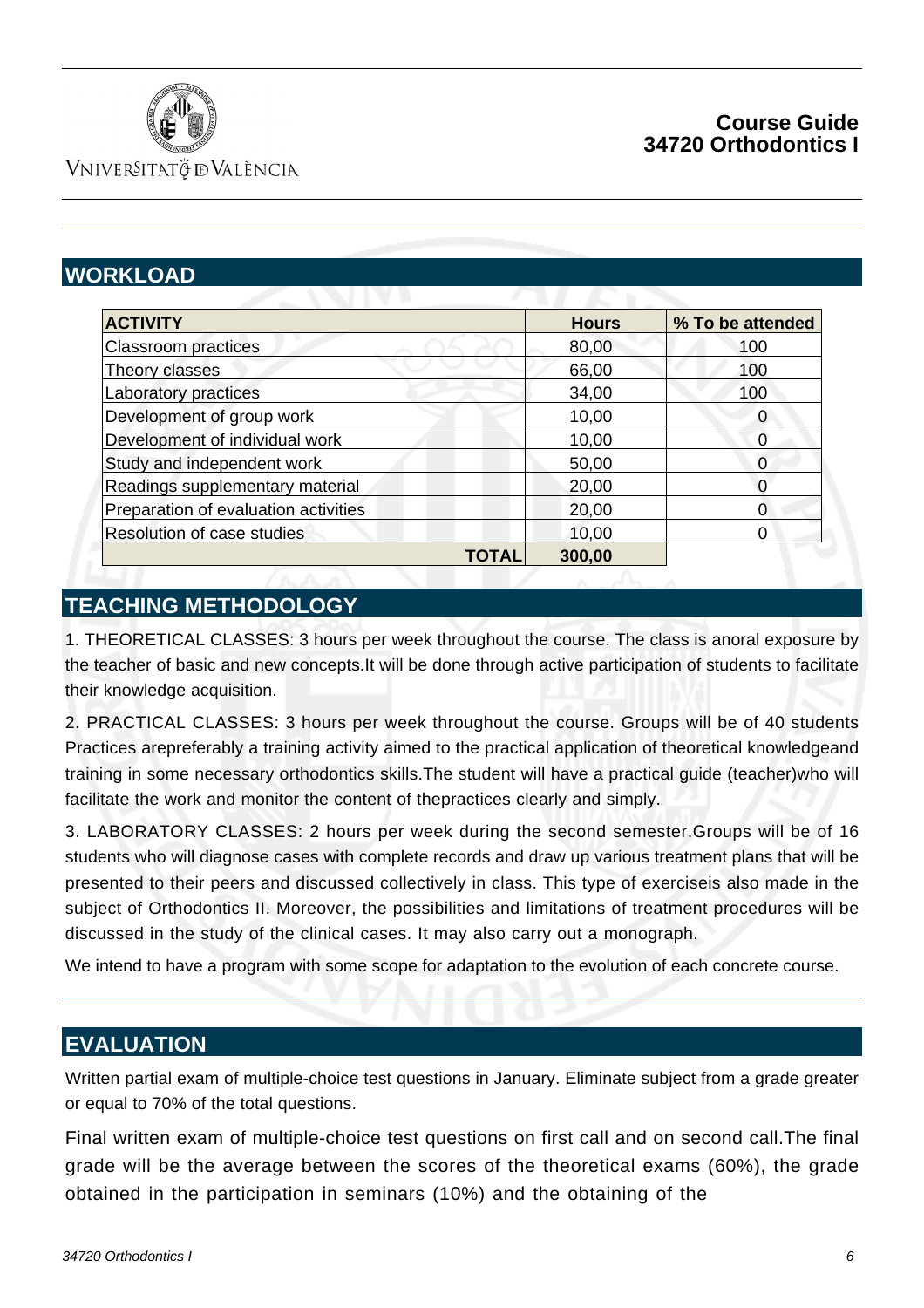## WORKLOAD

| ACTIVITY | Hours | % To be attended |
|---|---|---|
| Classroom practices | 80,00 | 100 |
| Theory classes | 66,00 | 100 |
| Laboratory practices | 34,00 | 100 |
| Development of group work | 10,00 | 0 |
| Development of individual work | 10,00 | 0 |
| Study and independent work | 50,00 | 0 |
| Readings supplementary material | 20,00 | 0 |
| Preparation of evaluation activities | 20,00 | 0 |
| Resolution of case studies | 10,00 | 0 |
| **TOTAL** | **300,00** | |

## TEACHING METHODOLOGY

1. THEORETICAL CLASSES: 3 hours per week throughout the course. The class is anoral exposure by the teacher of basic and new concepts.It will be done through active participation of students to facilitate their knowledge acquisition.

2. PRACTICAL CLASSES: 3 hours per week throughout the course. Groups will be of 40 students Practices arepreferably a training activity aimed to the practical application of theoretical knowledgeand training in some necessary orthodontics skills.The student will have a practical guide (teacher)who will facilitate the work and monitor the content of thepractices clearly and simply.

3. LABORATORY CLASSES: 2 hours per week during the second semester.Groups will be of 16 students who will diagnose cases with complete records and draw up various treatment plans that will be presented to their peers and discussed collectively in class. This type of exerciseis also made in the subject of Orthodontics II. Moreover, the possibilities and limitations of treatment procedures will be discussed in the study of the clinical cases. It may also carry out a monograph.

We intend to have a program with some scope for adaptation to the evolution of each concrete course.

## EVALUATION

Written partial exam of multiple-choice test questions in January. Eliminate subject from a grade greater or equal to 70% of the total questions.

Final written exam of multiple-choice test questions on first call and on second call.The final grade will be the average between the scores of the theoretical exams (60%), the grade obtained in the participation in seminars (10%) and the obtaining of the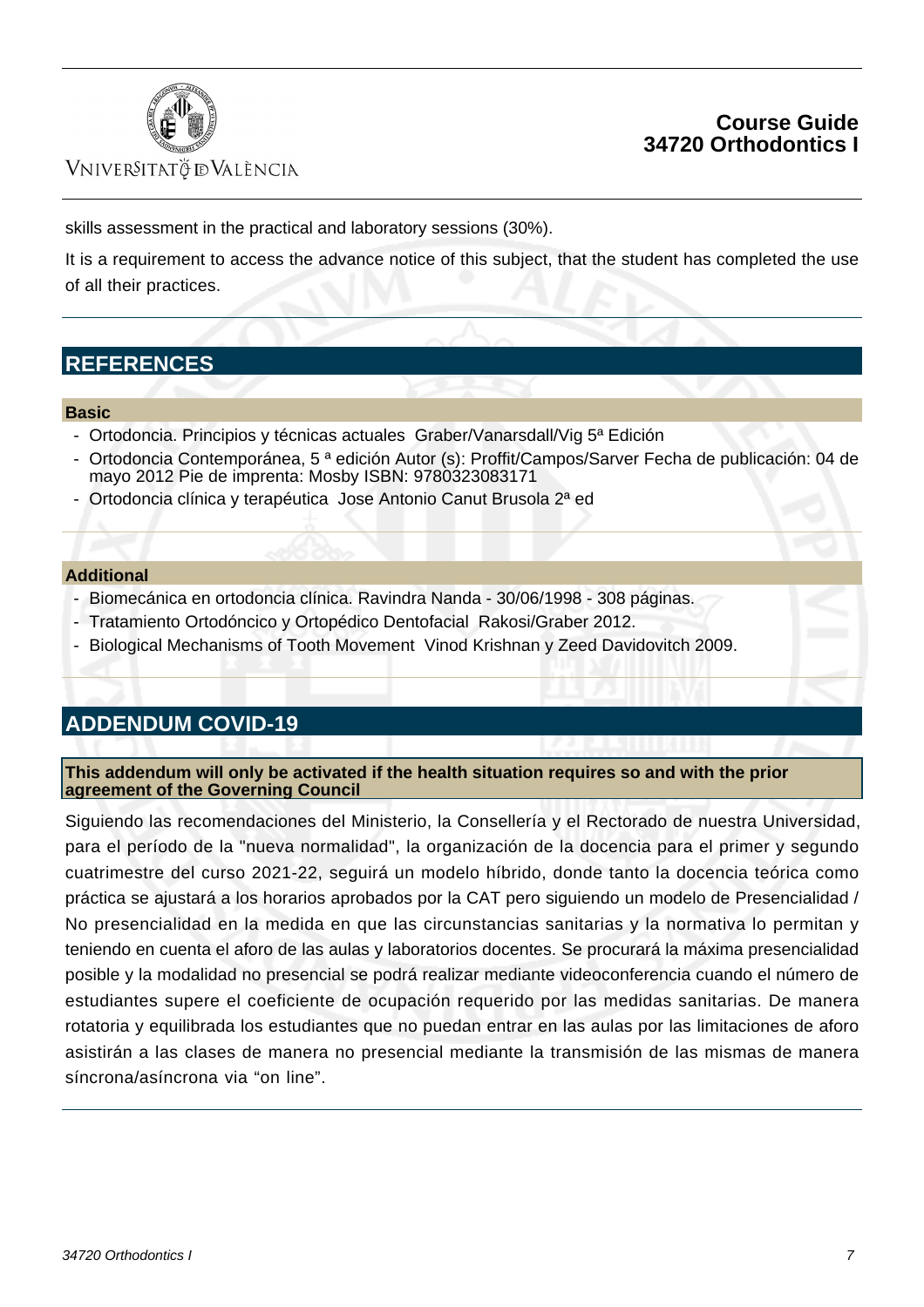skills assessment in the practical and laboratory sessions (30%).

It is a requirement to access the advance notice of this subject, that the student has completed the use of all their practices.

## REFERENCES

### Basic

- Ortodoncia. Principios y técnicas actuales Graber/Vanarsdall/Vig 5ª Edición
- Ortodoncia Contemporánea, 5 ª edición Autor (s): Proffit/Campos/Sarver Fecha de publicación: 04 de mayo 2012 Pie de imprenta: Mosby ISBN: 9780323083171
- Ortodoncia clínica y terapéutica Jose Antonio Canut Brusola 2ª ed

### Additional

- Biomecánica en ortodoncia clínica. Ravindra Nanda - 30/06/1998 - 308 páginas.
- Tratamiento Ortodóncico y Ortopédico Dentofacial Rakosi/Graber 2012.
- Biological Mechanisms of Tooth Movement Vinod Krishnan y Zeed Davidovitch 2009.

## ADDENDUM COVID-19

**This addendum will only be activated if the health situation requires so and with the prior agreement of the Governing Council**

Siguiendo las recomendaciones del Ministerio, la Consellería y el Rectorado de nuestra Universidad, para el período de la "nueva normalidad", la organización de la docencia para el primer y segundo cuatrimestre del curso 2021-22, seguirá un modelo híbrido, donde tanto la docencia teórica como práctica se ajustará a los horarios aprobados por la CAT pero siguiendo un modelo de Presencialidad / No presencialidad en la medida en que las circunstancias sanitarias y la normativa lo permitan y teniendo en cuenta el aforo de las aulas y laboratorios docentes. Se procurará la máxima presencialidad posible y la modalidad no presencial se podrá realizar mediante videoconferencia cuando el número de estudiantes supere el coeficiente de ocupación requerido por las medidas sanitarias. De manera rotatoria y equilibrada los estudiantes que no puedan entrar en las aulas por las limitaciones de aforo asistirán a las clases de manera no presencial mediante la transmisión de las mismas de manera síncrona/asíncrona via “on line”.